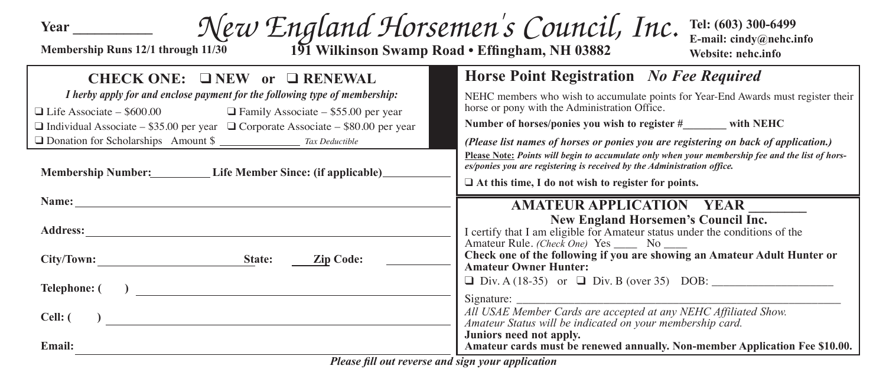Year __________

Membership Runs 12/1 through 11/30

# New England Horsemen's Council, Inc.

**191 Wilkinson Swamp Road • Effingham, NH 03882**

**Tel: (603) 300-6499**
**E-mail: cindy@nehc.info**
**Website: nehc.info**

## CHECK ONE: ❑ NEW or ❑ RENEWAL

*I herby apply for and enclose payment for the following type of membership:*

❑ Life Associate – $600.00  ❑ Family Associate – $55.00 per year

❑ Individual Associate – $35.00 per year  ❑ Corporate Associate – $80.00 per year

❑ Donation for Scholarships Amount $ ______________ *Tax Deductible*

**Membership Number:** __________ **Life Member Since: (if applicable)** __________

**Name:** ______________________________

**Address:** ______________________________

**City/Town:** ______________ **State:** ______ **Zip Code:** __________

**Telephone: (   )** ______________________________

**Cell: (   )** ______________________________

**Email:** ______________________________

## Horse Point Registration *No Fee Required*

NEHC members who wish to accumulate points for Year-End Awards must register their horse or pony with the Administration Office.

**Number of horses/ponies you wish to register #________ with NEHC**

***(Please list names of horses or ponies you are registering on back of application.)***

***Please Note:** Points will begin to accumulate only when your membership fee and the list of horses/ponies you are registering is received by the Administration office.*

**❑ At this time, I do not wish to register for points.**

## AMATEUR APPLICATION YEAR ________

**New England Horsemen's Council Inc.**

I certify that I am eligible for Amateur status under the conditions of the Amateur Rule. *(Check One)* Yes ____ No ____

**Check one of the following if you are showing an Amateur Adult Hunter or Amateur Owner Hunter:**

❑ Div. A (18-35) or ❑ Div. B (over 35) DOB: ____________________

Signature: ______________________________

*All USAE Member Cards are accepted at any NEHC Affiliated Show.*
*Amateur Status will be indicated on your membership card.*

**Juniors need not apply.**
**Amateur cards must be renewed annually. Non-member Application Fee $10.00.**

***Please fill out reverse and sign your application***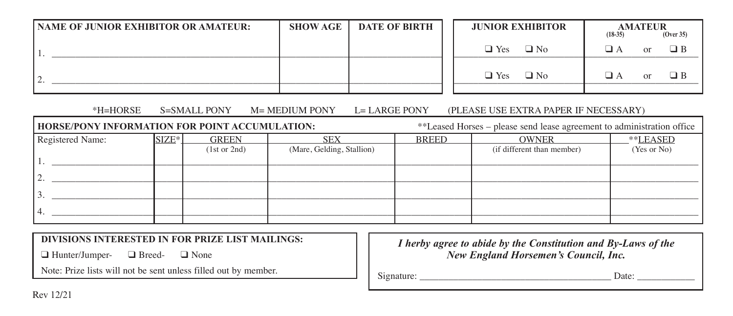| NAME OF JUNIOR EXHIBITOR OR AMATEUR: | SHOW AGE | DATE OF BIRTH | JUNIOR EXHIBITOR | AMATEUR (18-35) (Over 35) |
|---|---|---|---|---|
| 1. | | | ❑ Yes ❑ No | ❑ A or ❑ B |
| 2. | | | ❑ Yes ❑ No | ❑ A or ❑ B |

*H=HORSE S=SMALL PONY M= MEDIUM PONY L= LARGE PONY (PLEASE USE EXTRA PAPER IF NECESSARY)

**HORSE/PONY INFORMATION FOR POINT ACCUMULATION:** **Leased Horses – please send lease agreement to administration office

| Registered Name: | SIZE* | GREEN (1st or 2nd) | SEX (Mare, Gelding, Stallion) | BREED | OWNER (if different than member) | **LEASED (Yes or No) |
|---|---|---|---|---|---|---|
| 1. | | | | | | |
| 2. | | | | | | |
| 3. | | | | | | |
| 4. | | | | | | |

**DIVISIONS INTERESTED IN FOR PRIZE LIST MAILINGS:**

❑ Hunter/Jumper- ❑ Breed- ❑ None

Note: Prize lists will not be sent unless filled out by member.

***I herby agree to abide by the Constitution and By-Laws of the New England Horsemen's Council, Inc.***

Signature: ______________________ Date: ___________

Rev 12/21